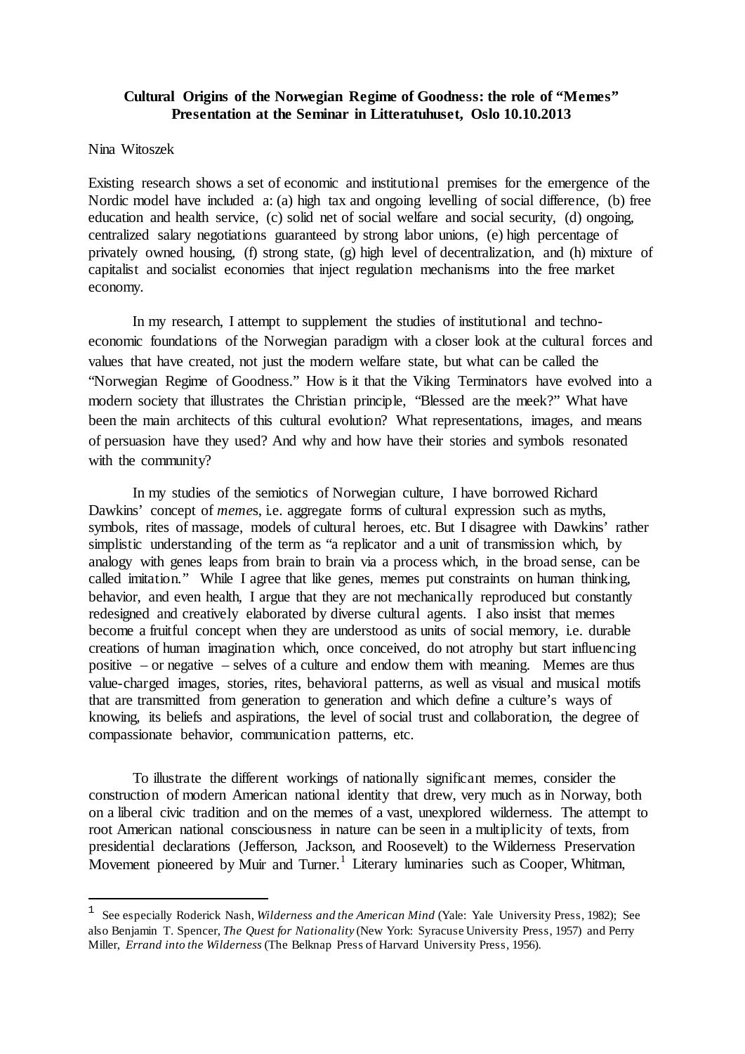**Cultural Origins of the Norwegian Regime of Goodness: the role of "Memes"**
**Presentation at the Seminar in Litteratuhuset, Oslo 10.10.2013**

Nina Witoszek

Existing research shows a set of economic and institutional premises for the emergence of the Nordic model have included a: (a) high tax and ongoing levelling of social difference, (b) free education and health service, (c) solid net of social welfare and social security, (d) ongoing, centralized salary negotiations guaranteed by strong labor unions, (e) high percentage of privately owned housing, (f) strong state, (g) high level of decentralization, and (h) mixture of capitalist and socialist economies that inject regulation mechanisms into the free market economy.

In my research, I attempt to supplement the studies of institutional and techno-economic foundations of the Norwegian paradigm with a closer look at the cultural forces and values that have created, not just the modern welfare state, but what can be called the "Norwegian Regime of Goodness." How is it that the Viking Terminators have evolved into a modern society that illustrates the Christian principle, "Blessed are the meek?" What have been the main architects of this cultural evolution? What representations, images, and means of persuasion have they used? And why and how have their stories and symbols resonated with the community?

In my studies of the semiotics of Norwegian culture, I have borrowed Richard Dawkins' concept of *memes*, i.e. aggregate forms of cultural expression such as myths, symbols, rites of massage, models of cultural heroes, etc. But I disagree with Dawkins' rather simplistic understanding of the term as "a replicator and a unit of transmission which, by analogy with genes leaps from brain to brain via a process which, in the broad sense, can be called imitation." While I agree that like genes, memes put constraints on human thinking, behavior, and even health, I argue that they are not mechanically reproduced but constantly redesigned and creatively elaborated by diverse cultural agents. I also insist that memes become a fruitful concept when they are understood as units of social memory, i.e. durable creations of human imagination which, once conceived, do not atrophy but start influencing positive – or negative – selves of a culture and endow them with meaning. Memes are thus value-charged images, stories, rites, behavioral patterns, as well as visual and musical motifs that are transmitted from generation to generation and which define a culture's ways of knowing, its beliefs and aspirations, the level of social trust and collaboration, the degree of compassionate behavior, communication patterns, etc.

To illustrate the different workings of nationally significant memes, consider the construction of modern American national identity that drew, very much as in Norway, both on a liberal civic tradition and on the memes of a vast, unexplored wilderness. The attempt to root American national consciousness in nature can be seen in a multiplicity of texts, from presidential declarations (Jefferson, Jackson, and Roosevelt) to the Wilderness Preservation Movement pioneered by Muir and Turner.[1] Literary luminaries such as Cooper, Whitman,

[1] See especially Roderick Nash, *Wilderness and the American Mind* (Yale: Yale University Press, 1982); See also Benjamin T. Spencer, *The Quest for Nationality* (New York: Syracuse University Press, 1957) and Perry Miller, *Errand into the Wilderness* (The Belknap Press of Harvard University Press, 1956).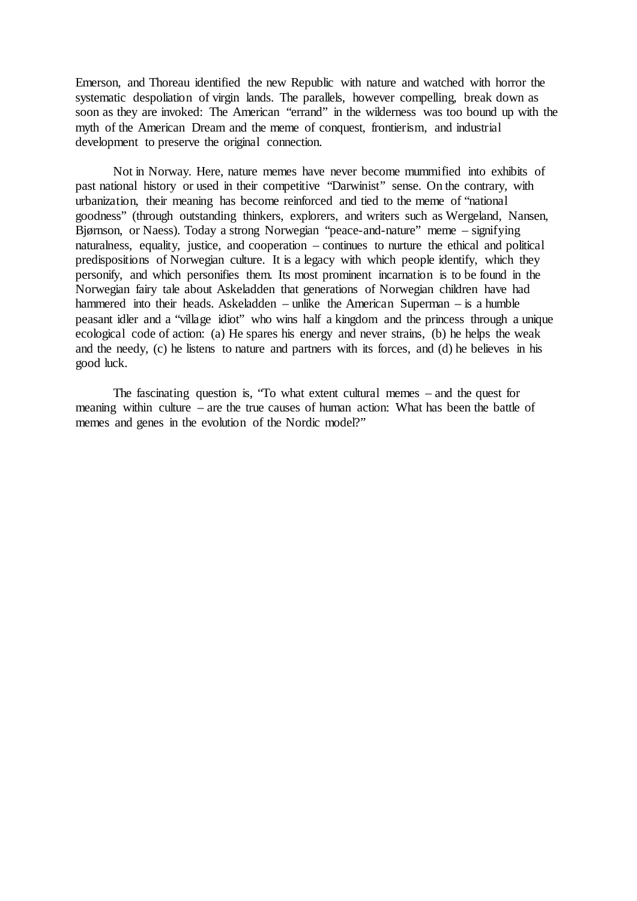Emerson, and Thoreau identified the new Republic with nature and watched with horror the systematic despoliation of virgin lands. The parallels, however compelling, break down as soon as they are invoked: The American "errand" in the wilderness was too bound up with the myth of the American Dream and the meme of conquest, frontierism, and industrial development to preserve the original connection.

Not in Norway. Here, nature memes have never become mummified into exhibits of past national history or used in their competitive "Darwinist" sense. On the contrary, with urbanization, their meaning has become reinforced and tied to the meme of "national goodness" (through outstanding thinkers, explorers, and writers such as Wergeland, Nansen, Bjørnson, or Naess). Today a strong Norwegian "peace-and-nature" meme – signifying naturalness, equality, justice, and cooperation – continues to nurture the ethical and political predispositions of Norwegian culture. It is a legacy with which people identify, which they personify, and which personifies them. Its most prominent incarnation is to be found in the Norwegian fairy tale about Askeladden that generations of Norwegian children have had hammered into their heads. Askeladden – unlike the American Superman – is a humble peasant idler and a "village idiot" who wins half a kingdom and the princess through a unique ecological code of action: (a) He spares his energy and never strains, (b) he helps the weak and the needy, (c) he listens to nature and partners with its forces, and (d) he believes in his good luck.

The fascinating question is, "To what extent cultural memes – and the quest for meaning within culture – are the true causes of human action: What has been the battle of memes and genes in the evolution of the Nordic model?"